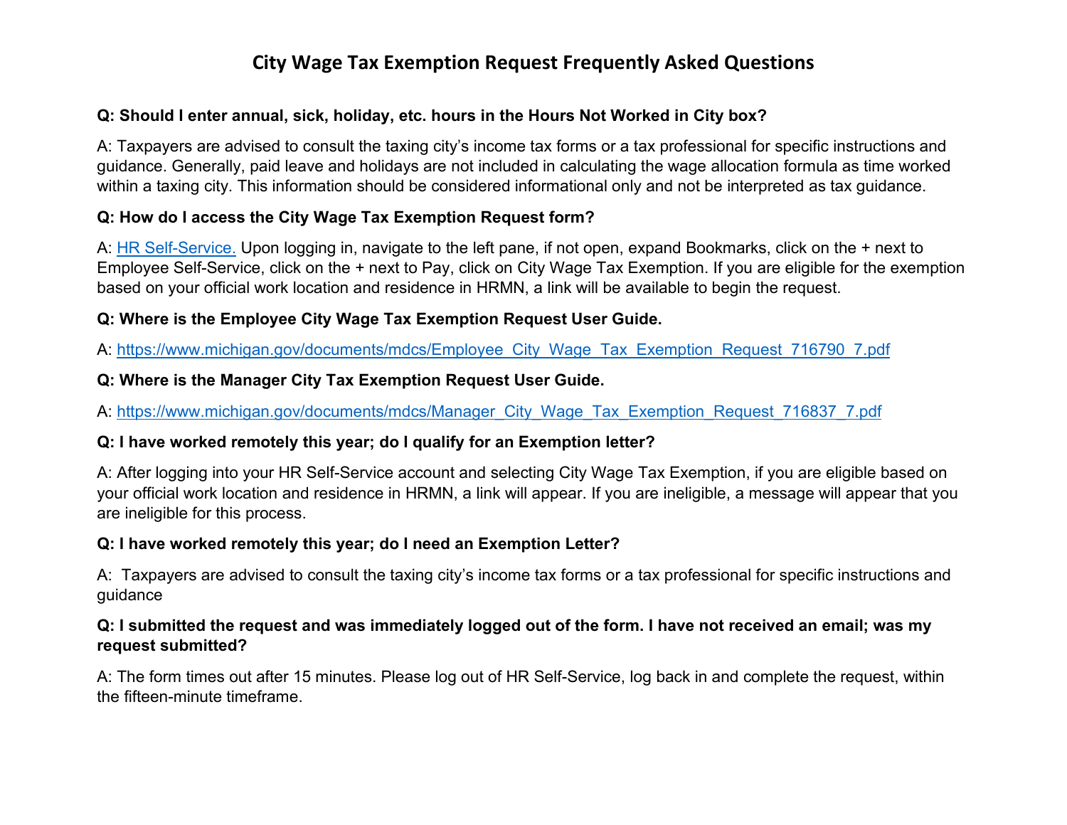# City Wage Tax Exemption Request Frequently Asked Questions

**Q: Should I enter annual, sick, holiday, etc. hours in the Hours Not Worked in City box?**

A: Taxpayers are advised to consult the taxing city's income tax forms or a tax professional for specific instructions and guidance. Generally, paid leave and holidays are not included in calculating the wage allocation formula as time worked within a taxing city. This information should be considered informational only and not be interpreted as tax guidance.

**Q: How do I access the City Wage Tax Exemption Request form?**

A: HR Self-Service. Upon logging in, navigate to the left pane, if not open, expand Bookmarks, click on the + next to Employee Self-Service, click on the + next to Pay, click on City Wage Tax Exemption. If you are eligible for the exemption based on your official work location and residence in HRMN, a link will be available to begin the request.

**Q: Where is the Employee City Wage Tax Exemption Request User Guide.**

A: https://www.michigan.gov/documents/mdcs/Employee_City_Wage_Tax_Exemption_Request_716790_7.pdf

**Q: Where is the Manager City Tax Exemption Request User Guide.**

A: https://www.michigan.gov/documents/mdcs/Manager_City_Wage_Tax_Exemption_Request_716837_7.pdf

**Q: I have worked remotely this year; do I qualify for an Exemption letter?**

A: After logging into your HR Self-Service account and selecting City Wage Tax Exemption, if you are eligible based on your official work location and residence in HRMN, a link will appear. If you are ineligible, a message will appear that you are ineligible for this process.

**Q: I have worked remotely this year; do I need an Exemption Letter?**

A: Taxpayers are advised to consult the taxing city's income tax forms or a tax professional for specific instructions and guidance

**Q: I submitted the request and was immediately logged out of the form. I have not received an email; was my request submitted?**

A: The form times out after 15 minutes. Please log out of HR Self-Service, log back in and complete the request, within the fifteen-minute timeframe.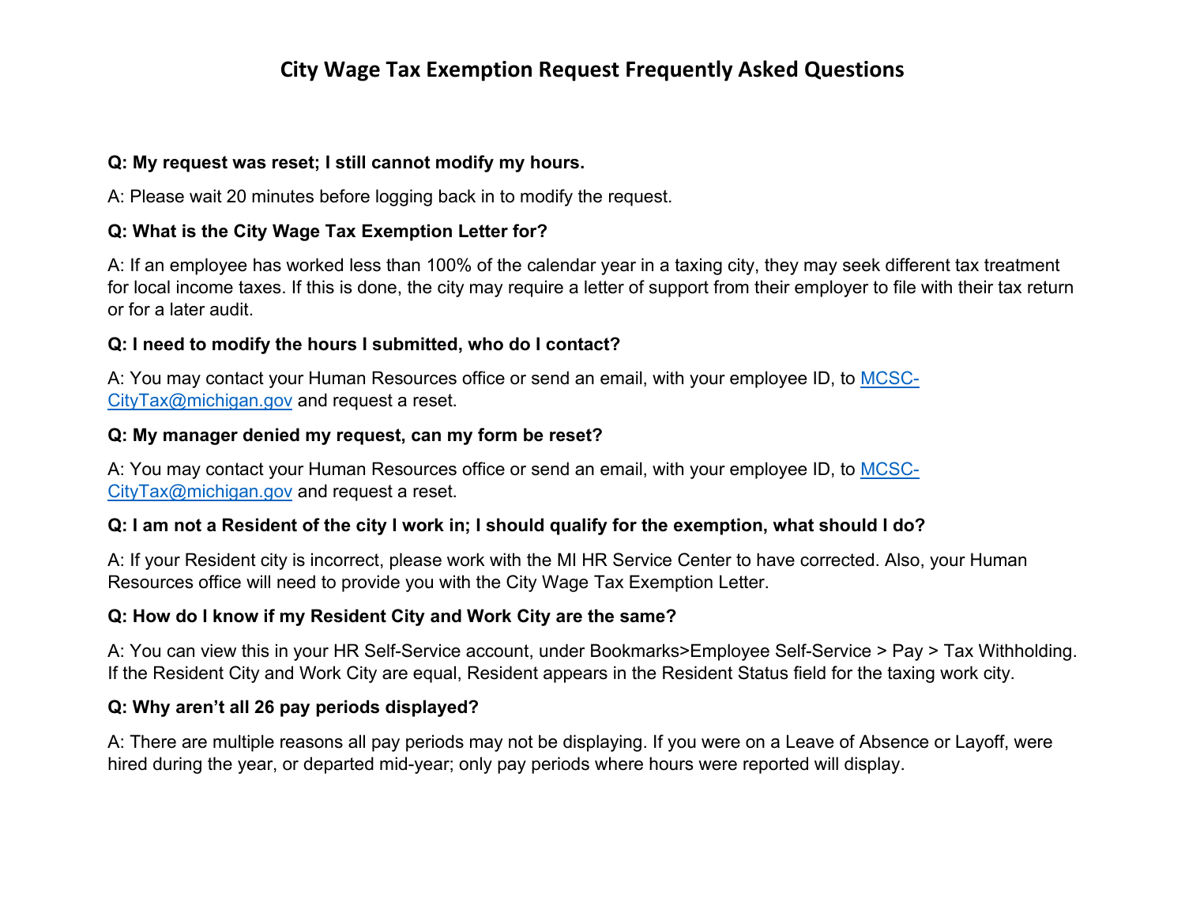# City Wage Tax Exemption Request Frequently Asked Questions

**Q: My request was reset; I still cannot modify my hours.**

A: Please wait 20 minutes before logging back in to modify the request.

**Q: What is the City Wage Tax Exemption Letter for?**

A: If an employee has worked less than 100% of the calendar year in a taxing city, they may seek different tax treatment for local income taxes. If this is done, the city may require a letter of support from their employer to file with their tax return or for a later audit.

**Q: I need to modify the hours I submitted, who do I contact?**

A: You may contact your Human Resources office or send an email, with your employee ID, to [MCSC-CityTax@michigan.gov](mailto:MCSC-CityTax@michigan.gov) and request a reset.

**Q: My manager denied my request, can my form be reset?**

A: You may contact your Human Resources office or send an email, with your employee ID, to [MCSC-CityTax@michigan.gov](mailto:MCSC-CityTax@michigan.gov) and request a reset.

**Q: I am not a Resident of the city I work in; I should qualify for the exemption, what should I do?**

A: If your Resident city is incorrect, please work with the MI HR Service Center to have corrected. Also, your Human Resources office will need to provide you with the City Wage Tax Exemption Letter.

**Q: How do I know if my Resident City and Work City are the same?**

A: You can view this in your HR Self-Service account, under Bookmarks>Employee Self-Service > Pay > Tax Withholding. If the Resident City and Work City are equal, Resident appears in the Resident Status field for the taxing work city.

**Q: Why aren't all 26 pay periods displayed?**

A: There are multiple reasons all pay periods may not be displaying. If you were on a Leave of Absence or Layoff, were hired during the year, or departed mid-year; only pay periods where hours were reported will display.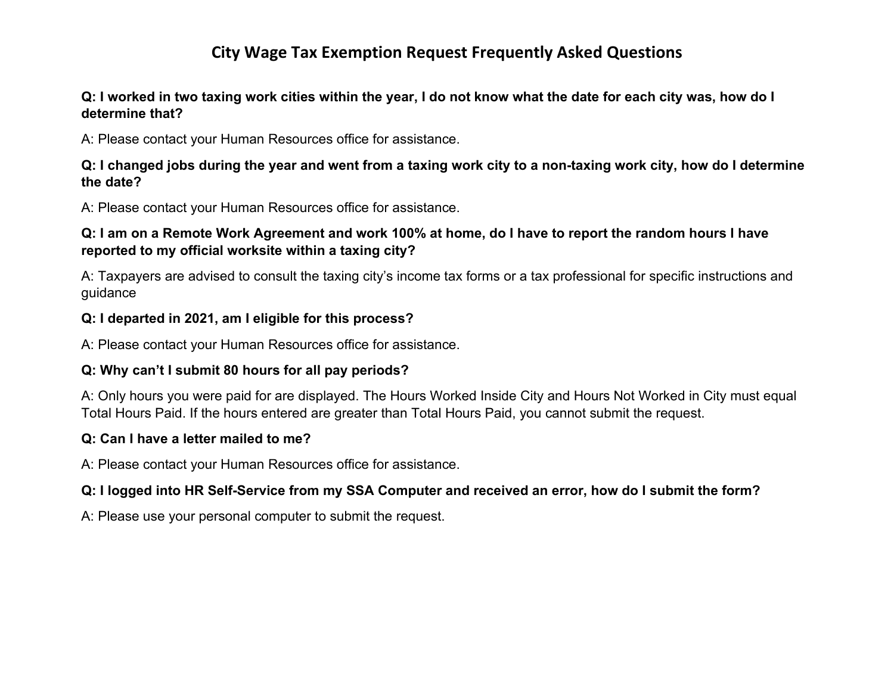# City Wage Tax Exemption Request Frequently Asked Questions

**Q: I worked in two taxing work cities within the year, I do not know what the date for each city was, how do I determine that?**

A: Please contact your Human Resources office for assistance.

**Q: I changed jobs during the year and went from a taxing work city to a non-taxing work city, how do I determine the date?**

A: Please contact your Human Resources office for assistance.

**Q: I am on a Remote Work Agreement and work 100% at home, do I have to report the random hours I have reported to my official worksite within a taxing city?**

A: Taxpayers are advised to consult the taxing city's income tax forms or a tax professional for specific instructions and guidance

**Q: I departed in 2021, am I eligible for this process?**

A: Please contact your Human Resources office for assistance.

**Q: Why can't I submit 80 hours for all pay periods?**

A: Only hours you were paid for are displayed. The Hours Worked Inside City and Hours Not Worked in City must equal Total Hours Paid. If the hours entered are greater than Total Hours Paid, you cannot submit the request.

**Q: Can I have a letter mailed to me?**

A: Please contact your Human Resources office for assistance.

**Q: I logged into HR Self-Service from my SSA Computer and received an error, how do I submit the form?**

A: Please use your personal computer to submit the request.